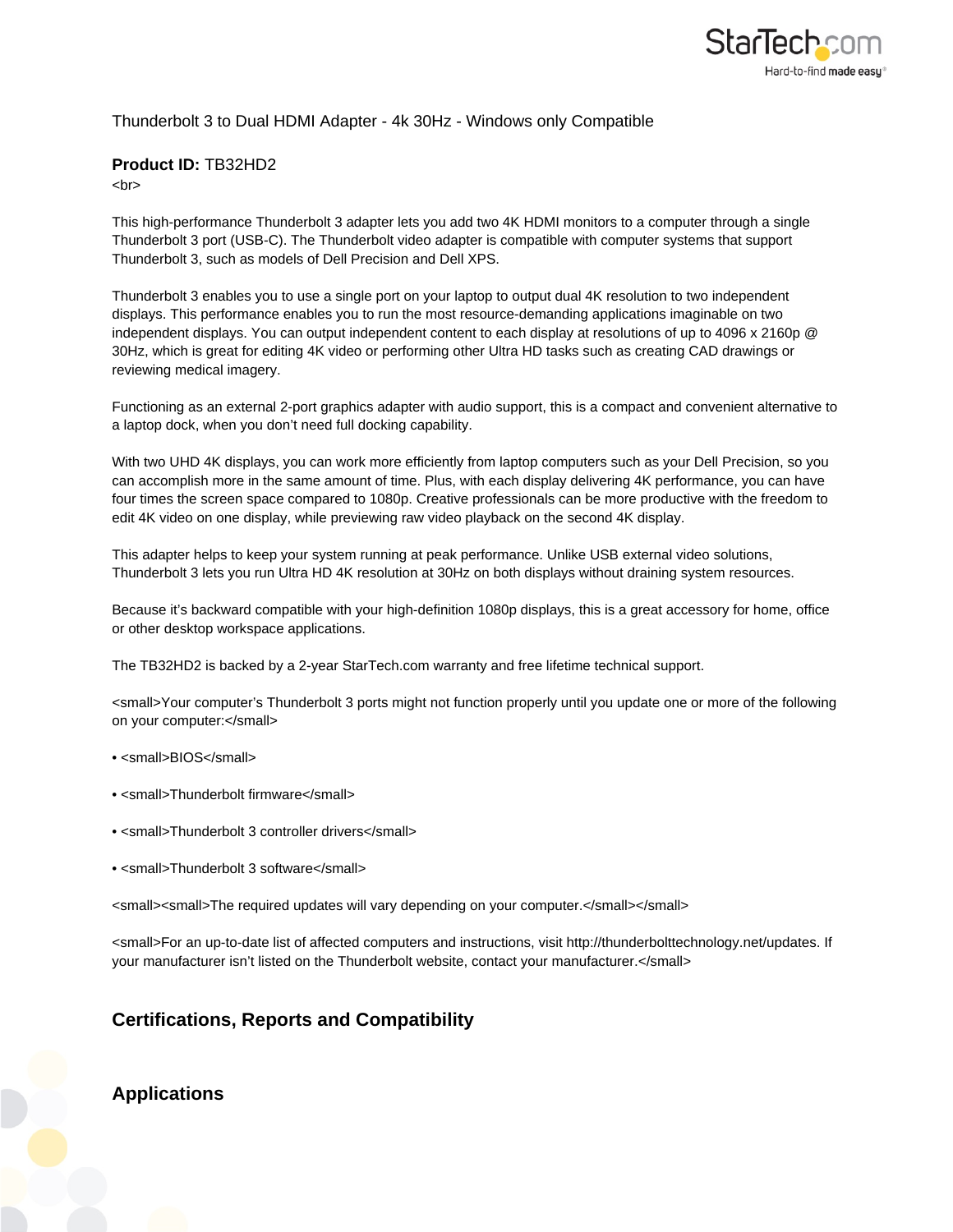Thunderbolt 3 to Dual HDMI Adapter - 4k 30Hz - Windows only Compatible

**Product ID:** TB32HD2
<br>

This high-performance Thunderbolt 3 adapter lets you add two 4K HDMI monitors to a computer through a single Thunderbolt 3 port (USB-C). The Thunderbolt video adapter is compatible with computer systems that support Thunderbolt 3, such as models of Dell Precision and Dell XPS.

Thunderbolt 3 enables you to use a single port on your laptop to output dual 4K resolution to two independent displays. This performance enables you to run the most resource-demanding applications imaginable on two independent displays. You can output independent content to each display at resolutions of up to 4096 x 2160p @ 30Hz, which is great for editing 4K video or performing other Ultra HD tasks such as creating CAD drawings or reviewing medical imagery.

Functioning as an external 2-port graphics adapter with audio support, this is a compact and convenient alternative to a laptop dock, when you don't need full docking capability.

With two UHD 4K displays, you can work more efficiently from laptop computers such as your Dell Precision, so you can accomplish more in the same amount of time. Plus, with each display delivering 4K performance, you can have four times the screen space compared to 1080p. Creative professionals can be more productive with the freedom to edit 4K video on one display, while previewing raw video playback on the second 4K display.

This adapter helps to keep your system running at peak performance. Unlike USB external video solutions, Thunderbolt 3 lets you run Ultra HD 4K resolution at 30Hz on both displays without draining system resources.

Because it's backward compatible with your high-definition 1080p displays, this is a great accessory for home, office or other desktop workspace applications.

The TB32HD2 is backed by a 2-year StarTech.com warranty and free lifetime technical support.

<small>Your computer's Thunderbolt 3 ports might not function properly until you update one or more of the following on your computer:</small>

- <small>BIOS</small>
- <small>Thunderbolt firmware</small>
- <small>Thunderbolt 3 controller drivers</small>
- <small>Thunderbolt 3 software</small>

<small><small>The required updates will vary depending on your computer.</small></small>

<small>For an up-to-date list of affected computers and instructions, visit http://thunderbolttechnology.net/updates. If your manufacturer isn't listed on the Thunderbolt website, contact your manufacturer.</small>

## Certifications, Reports and Compatibility

## Applications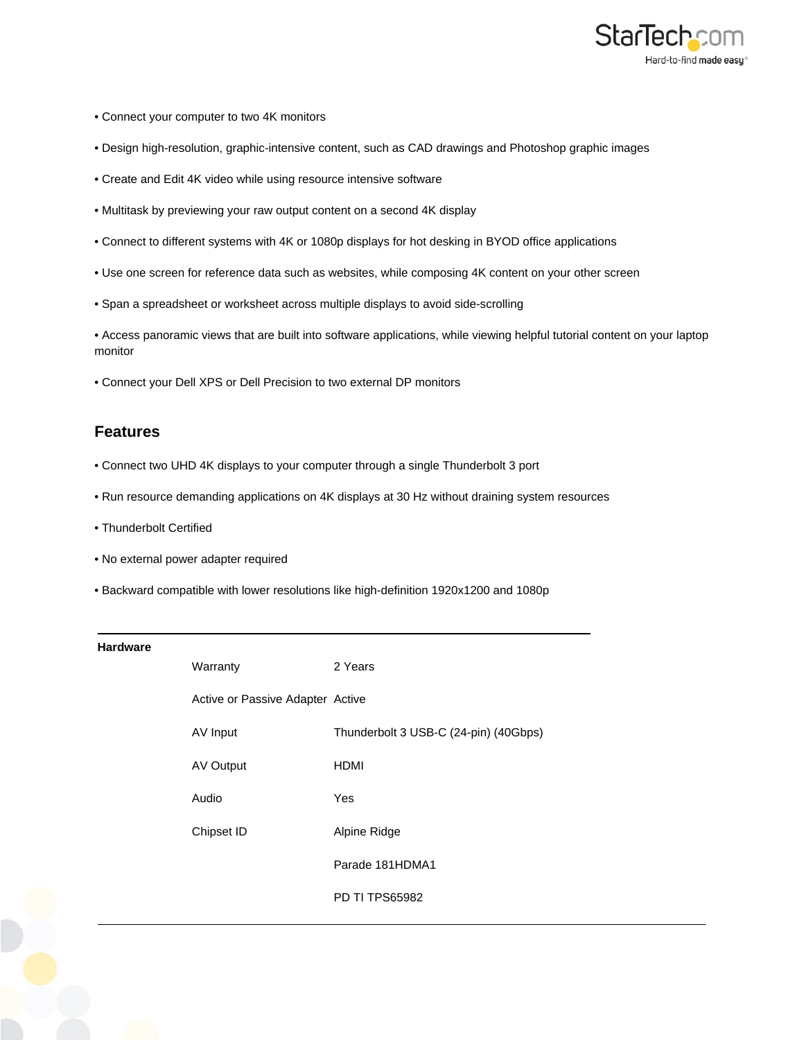- Connect your computer to two 4K monitors
- Design high-resolution, graphic-intensive content, such as CAD drawings and Photoshop graphic images
- Create and Edit 4K video while using resource intensive software
- Multitask by previewing your raw output content on a second 4K display
- Connect to different systems with 4K or 1080p displays for hot desking in BYOD office applications
- Use one screen for reference data such as websites, while composing 4K content on your other screen
- Span a spreadsheet or worksheet across multiple displays to avoid side-scrolling
- Access panoramic views that are built into software applications, while viewing helpful tutorial content on your laptop monitor
- Connect your Dell XPS or Dell Precision to two external DP monitors

## Features

- Connect two UHD 4K displays to your computer through a single Thunderbolt 3 port
- Run resource demanding applications on 4K displays at 30 Hz without draining system resources
- Thunderbolt Certified
- No external power adapter required
- Backward compatible with lower resolutions like high-definition 1920x1200 and 1080p

| **Hardware** | | |
|---|---|---|
| | Warranty | 2 Years |
| | Active or Passive Adapter | Active |
| | AV Input | Thunderbolt 3 USB-C (24-pin) (40Gbps) |
| | AV Output | HDMI |
| | Audio | Yes |
| | Chipset ID | Alpine Ridge |
| | | Parade 181HDMA1 |
| | | PD TI TPS65982 |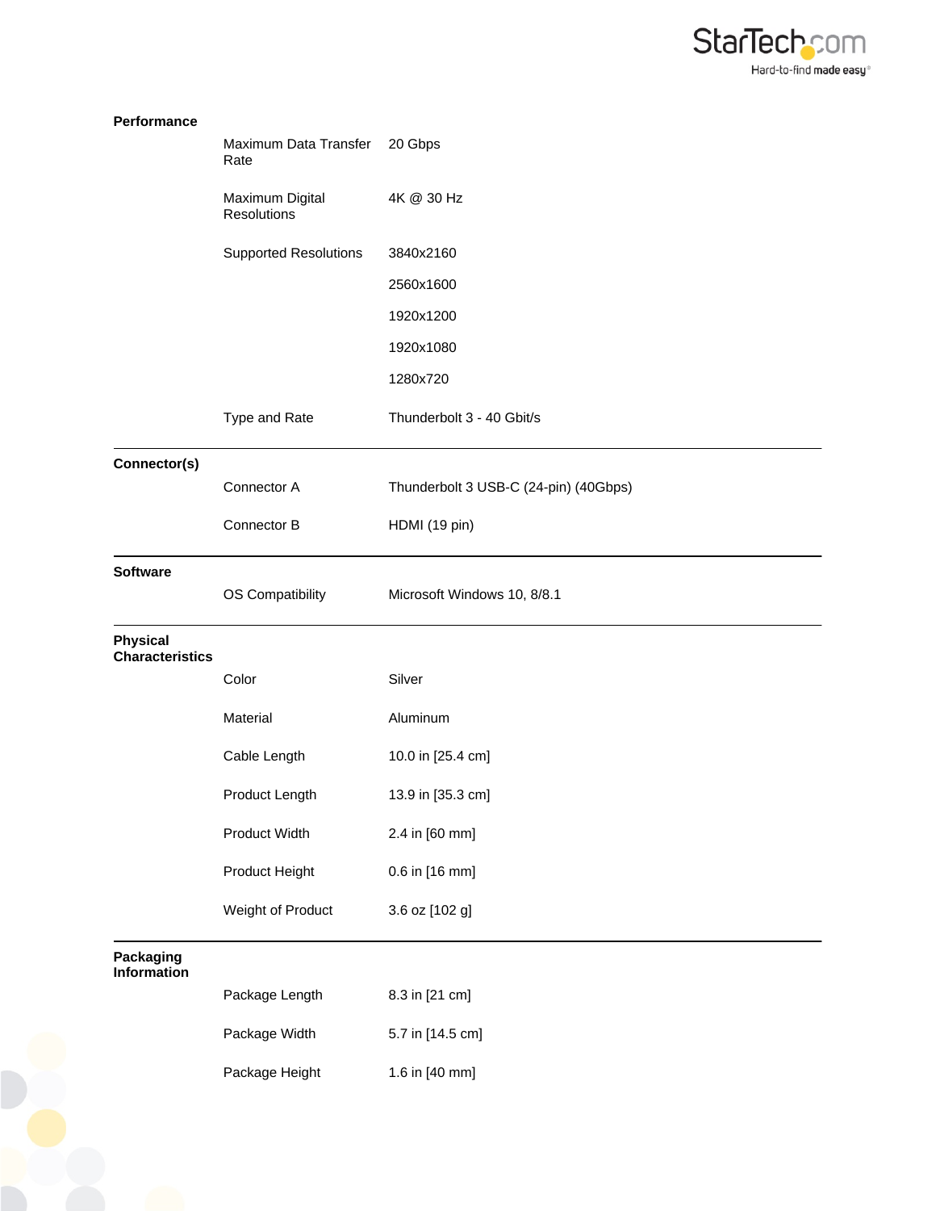## Performance

| | | |
|---|---|---|
| | Maximum Data Transfer Rate | 20 Gbps |
| | Maximum Digital Resolutions | 4K @ 30 Hz |
| | Supported Resolutions | 3840x2160 |
| | | 2560x1600 |
| | | 1920x1200 |
| | | 1920x1080 |
| | | 1280x720 |
| | Type and Rate | Thunderbolt 3 - 40 Gbit/s |

## Connector(s)

| | | |
|---|---|---|
| | Connector A | Thunderbolt 3 USB-C (24-pin) (40Gbps) |
| | Connector B | HDMI (19 pin) |

## Software

| | | |
|---|---|---|
| | OS Compatibility | Microsoft Windows 10, 8/8.1 |

## Physical Characteristics

| | | |
|---|---|---|
| | Color | Silver |
| | Material | Aluminum |
| | Cable Length | 10.0 in [25.4 cm] |
| | Product Length | 13.9 in [35.3 cm] |
| | Product Width | 2.4 in [60 mm] |
| | Product Height | 0.6 in [16 mm] |
| | Weight of Product | 3.6 oz [102 g] |

## Packaging Information

| | | |
|---|---|---|
| | Package Length | 8.3 in [21 cm] |
| | Package Width | 5.7 in [14.5 cm] |
| | Package Height | 1.6 in [40 mm] |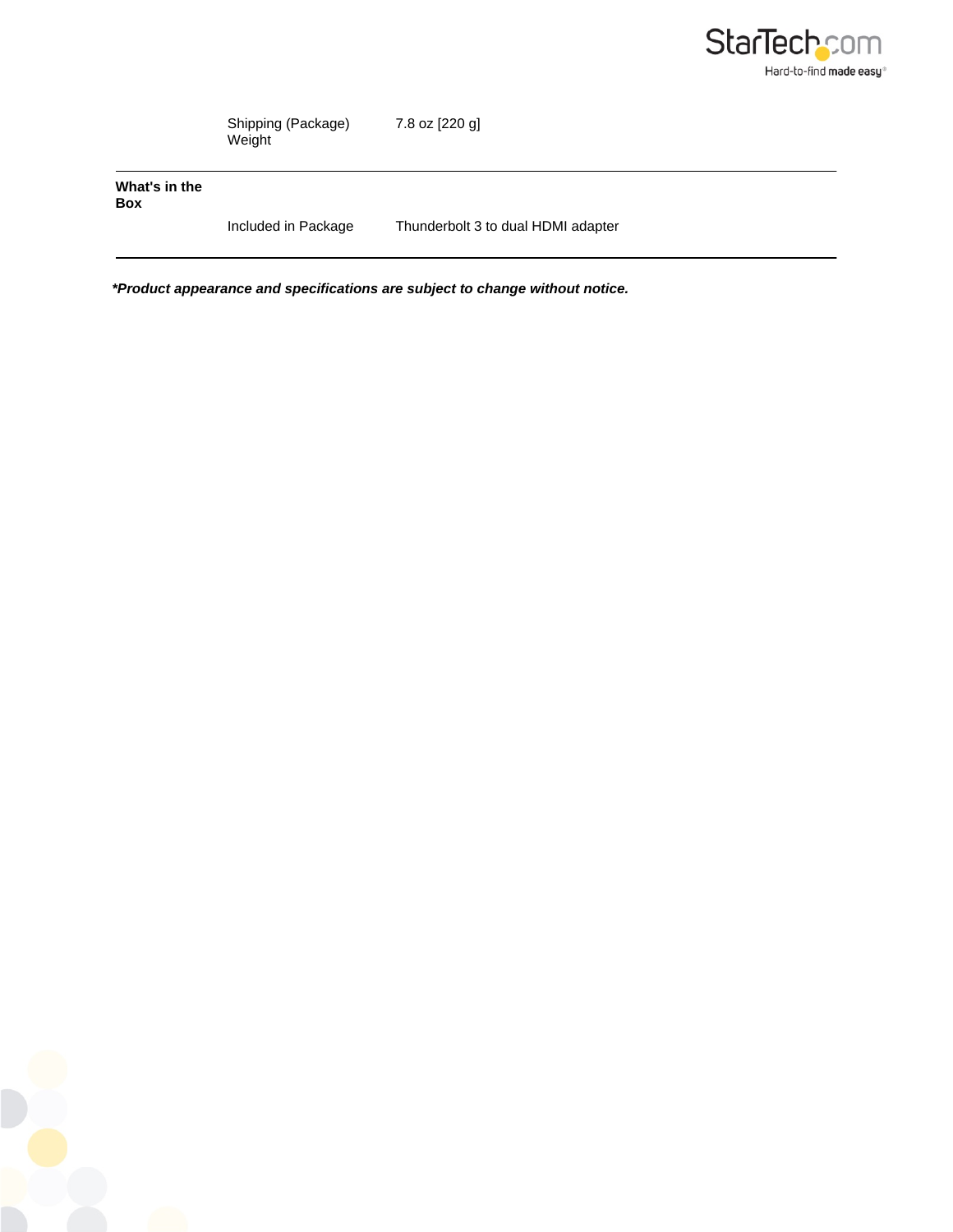| | | |
|---|---|---|
| | Shipping (Package) Weight | 7.8 oz [220 g] |
| **What's in the Box** | | |
| | Included in Package | Thunderbolt 3 to dual HDMI adapter |

***Product appearance and specifications are subject to change without notice.***